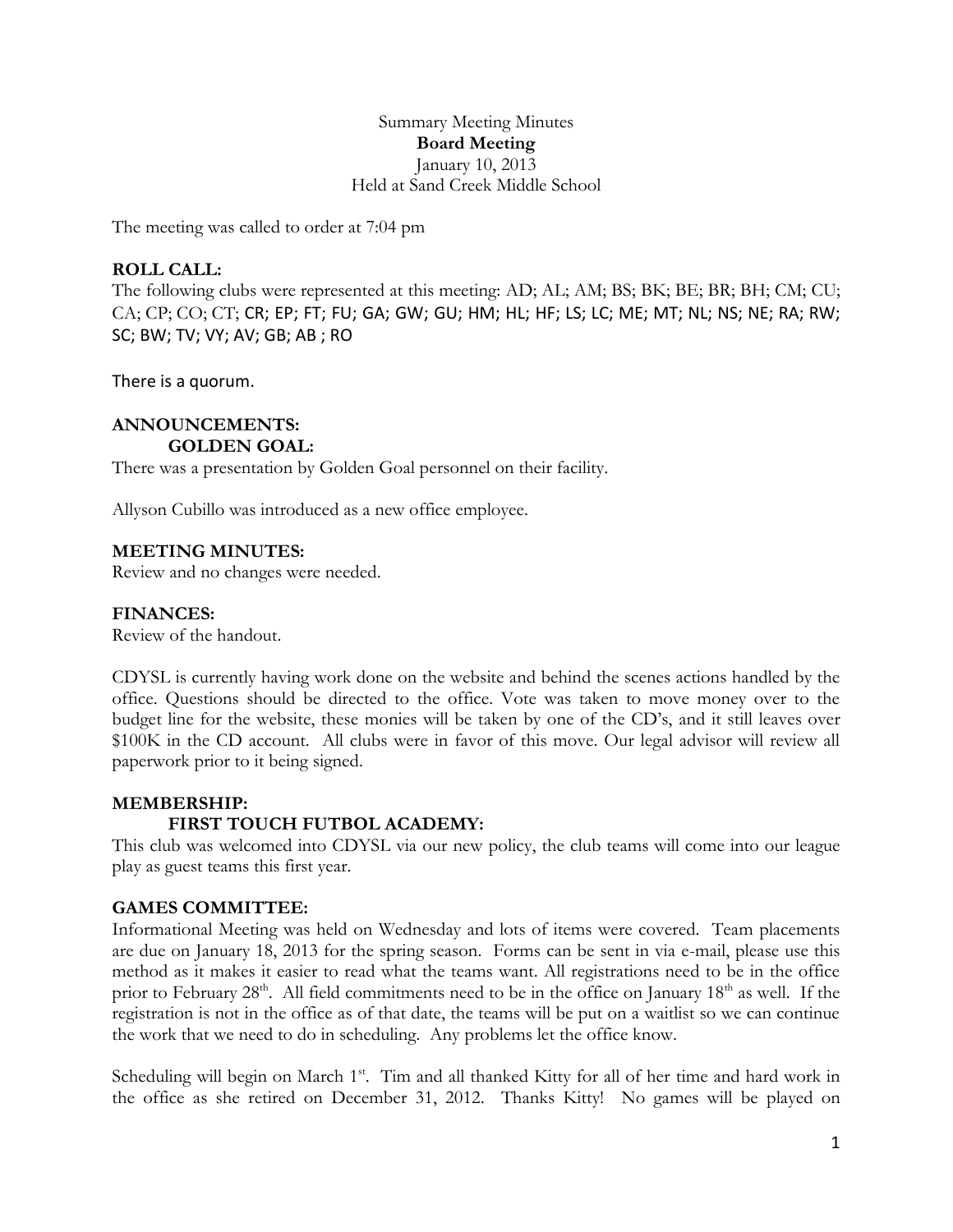Summary Meeting Minutes

**Board Meeting**

January 10, 2013

Held at Sand Creek Middle School

The meeting was called to order at 7:04 pm

**ROLL CALL:**

The following clubs were represented at this meeting: AD; AL; AM; BS; BK; BE; BR; BH; CM; CU; CA; CP; CO; CT; CR; EP; FT; FU; GA; GW; GU; HM; HL; HF; LS; LC; ME; MT; NL; NS; NE; RA; RW; SC; BW; TV; VY; AV; GB; AB ; RO

There is a quorum.

**ANNOUNCEMENTS:**

**GOLDEN GOAL:**

There was a presentation by Golden Goal personnel on their facility.

Allyson Cubillo was introduced as a new office employee.

**MEETING MINUTES:**

Review and no changes were needed.

**FINANCES:**

Review of the handout.

CDYSL is currently having work done on the website and behind the scenes actions handled by the office. Questions should be directed to the office. Vote was taken to move money over to the budget line for the website, these monies will be taken by one of the CD's, and it still leaves over $100K in the CD account. All clubs were in favor of this move. Our legal advisor will review all paperwork prior to it being signed.

**MEMBERSHIP:**

**FIRST TOUCH FUTBOL ACADEMY:**

This club was welcomed into CDYSL via our new policy, the club teams will come into our league play as guest teams this first year.

**GAMES COMMITTEE:**

Informational Meeting was held on Wednesday and lots of items were covered. Team placements are due on January 18, 2013 for the spring season. Forms can be sent in via e-mail, please use this method as it makes it easier to read what the teams want. All registrations need to be in the office prior to February 28th. All field commitments need to be in the office on January 18th as well. If the registration is not in the office as of that date, the teams will be put on a waitlist so we can continue the work that we need to do in scheduling. Any problems let the office know.

Scheduling will begin on March 1st. Tim and all thanked Kitty for all of her time and hard work in the office as she retired on December 31, 2012. Thanks Kitty! No games will be played on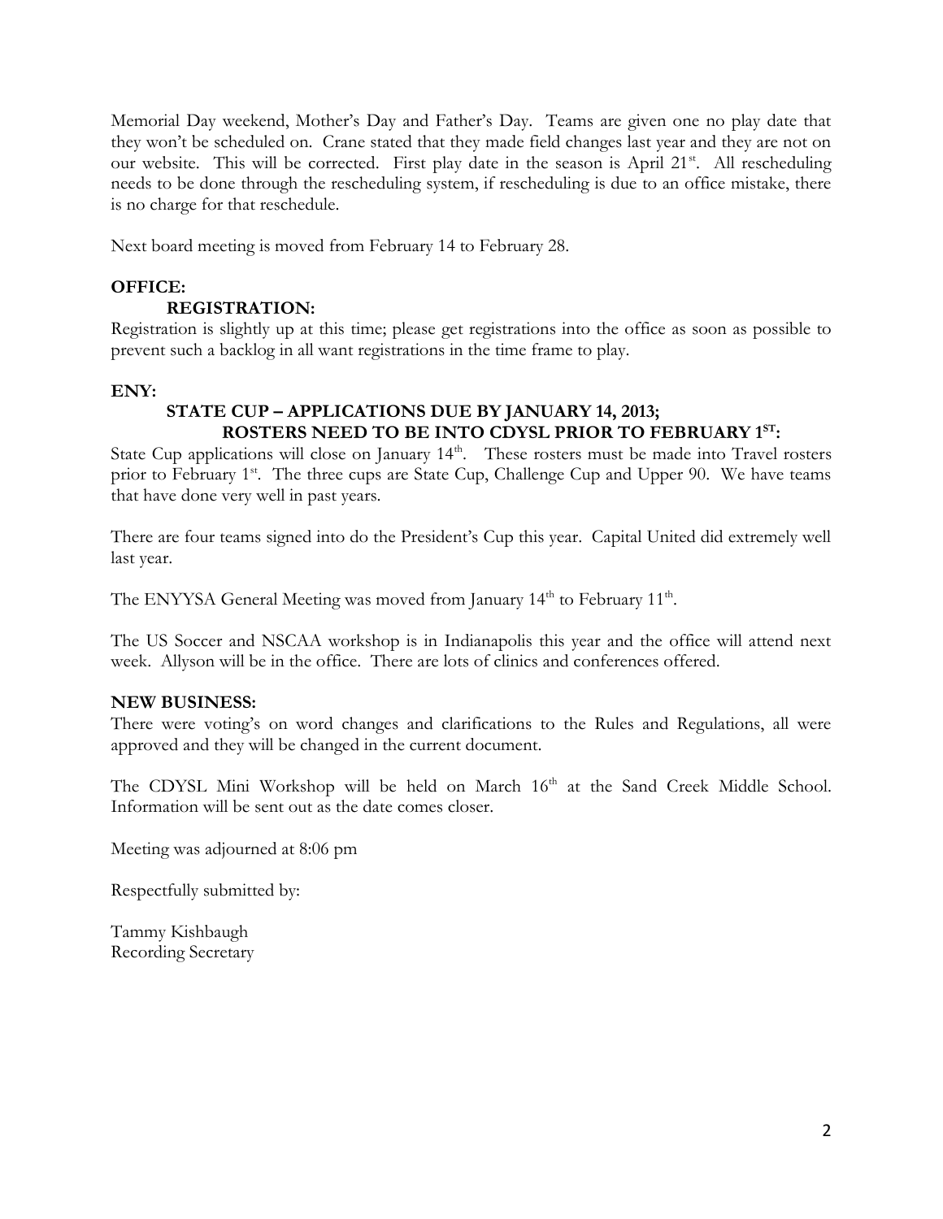Memorial Day weekend, Mother's Day and Father's Day. Teams are given one no play date that they won't be scheduled on. Crane stated that they made field changes last year and they are not on our website. This will be corrected. First play date in the season is April 21st. All rescheduling needs to be done through the rescheduling system, if rescheduling is due to an office mistake, there is no charge for that reschedule.

Next board meeting is moved from February 14 to February 28.

**OFFICE:**

**REGISTRATION:**

Registration is slightly up at this time; please get registrations into the office as soon as possible to prevent such a backlog in all want registrations in the time frame to play.

**ENY:**

**STATE CUP – APPLICATIONS DUE BY JANUARY 14, 2013; ROSTERS NEED TO BE INTO CDYSL PRIOR TO FEBRUARY 1ST:**

State Cup applications will close on January 14th. These rosters must be made into Travel rosters prior to February 1st. The three cups are State Cup, Challenge Cup and Upper 90. We have teams that have done very well in past years.

There are four teams signed into do the President's Cup this year. Capital United did extremely well last year.

The ENYYSA General Meeting was moved from January 14th to February 11th.

The US Soccer and NSCAA workshop is in Indianapolis this year and the office will attend next week. Allyson will be in the office. There are lots of clinics and conferences offered.

**NEW BUSINESS:**

There were voting's on word changes and clarifications to the Rules and Regulations, all were approved and they will be changed in the current document.

The CDYSL Mini Workshop will be held on March 16th at the Sand Creek Middle School. Information will be sent out as the date comes closer.

Meeting was adjourned at 8:06 pm

Respectfully submitted by:

Tammy Kishbaugh
Recording Secretary